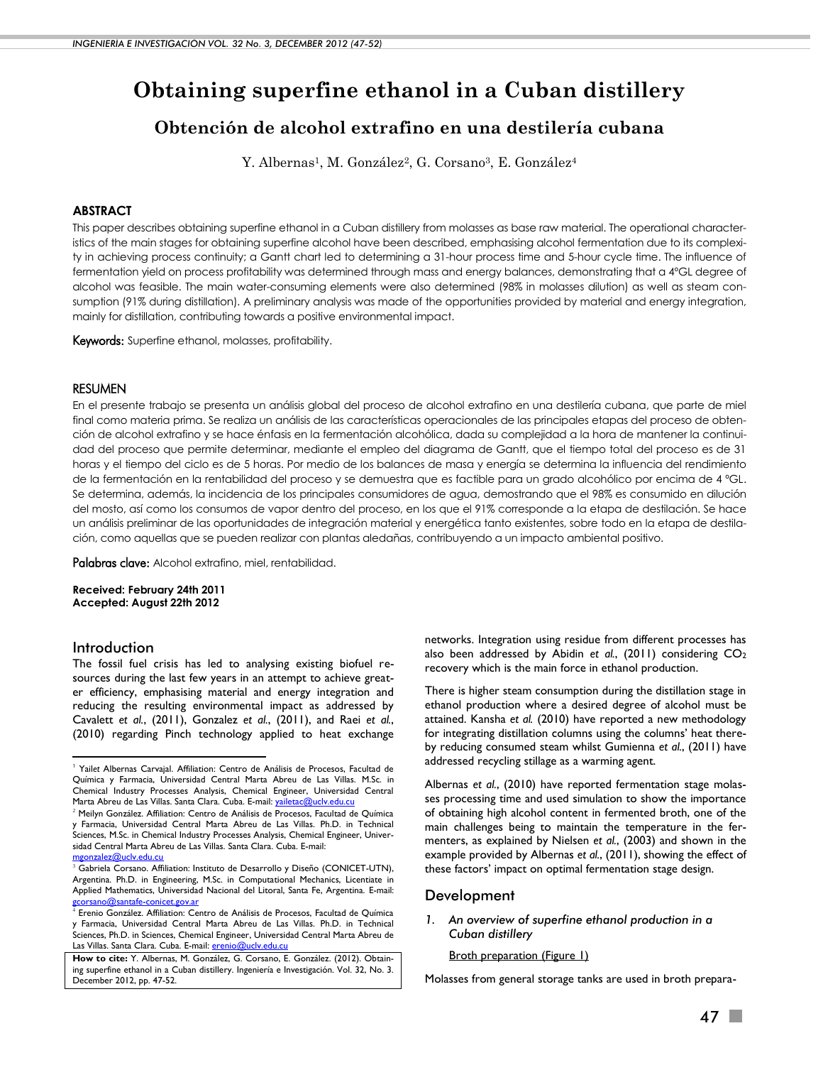# Obtaining superfine ethanol in a Cuban distillery

## Obtención de alcohol extrafino en una destilería cubana

Y. Albernas[1], M. González[2], G. Corsano[3], E. González[4]

### ABSTRACT

This paper describes obtaining superfine ethanol in a Cuban distillery from molasses as base raw material. The operational characteristics of the main stages for obtaining superfine alcohol have been described, emphasising alcohol fermentation due to its complexity in achieving process continuity; a Gantt chart led to determining a 31-hour process time and 5-hour cycle time. The influence of fermentation yield on process profitability was determined through mass and energy balances, demonstrating that a 4°GL degree of alcohol was feasible. The main water-consuming elements were also determined (98% in molasses dilution) as well as steam consumption (91% during distillation). A preliminary analysis was made of the opportunities provided by material and energy integration, mainly for distillation, contributing towards a positive environmental impact.

**Keywords:** Superfine ethanol, molasses, profitability.

### RESUMEN

En el presente trabajo se presenta un análisis global del proceso de alcohol extrafino en una destilería cubana, que parte de miel final como materia prima. Se realiza un análisis de las características operacionales de las principales etapas del proceso de obtención de alcohol extrafino y se hace énfasis en la fermentación alcohólica, dada su complejidad a la hora de mantener la continuidad del proceso que permite determinar, mediante el empleo del diagrama de Gantt, que el tiempo total del proceso es de 31 horas y el tiempo del ciclo es de 5 horas. Por medio de los balances de masa y energía se determina la influencia del rendimiento de la fermentación en la rentabilidad del proceso y se demuestra que es factible para un grado alcohólico por encima de 4 °GL. Se determina, además, la incidencia de los principales consumidores de agua, demostrando que el 98% es consumido en dilución del mosto, así como los consumos de vapor dentro del proceso, en los que el 91% corresponde a la etapa de destilación. Se hace un análisis preliminar de las oportunidades de integración material y energética tanto existentes, sobre todo en la etapa de destilación, como aquellas que se pueden realizar con plantas aledañas, contribuyendo a un impacto ambiental positivo.

**Palabras clave:** Alcohol extrafino, miel, rentabilidad.

**Received: February 24th 2011**
**Accepted: August 22th 2012**

## Introduction

The fossil fuel crisis has led to analysing existing biofuel resources during the last few years in an attempt to achieve greater efficiency, emphasising material and energy integration and reducing the resulting environmental impact as addressed by Cavalett *et al.*, (2011), Gonzalez *et al.*, (2011), and Raei *et al.*, (2010) regarding Pinch technology applied to heat exchange networks. Integration using residue from different processes has also been addressed by Abidin *et al.*, (2011) considering $CO_2$ recovery which is the main force in ethanol production.

There is higher steam consumption during the distillation stage in ethanol production where a desired degree of alcohol must be attained. Kansha *et al.* (2010) have reported a new methodology for integrating distillation columns using the columns' heat thereby reducing consumed steam whilst Gumienna *et al.*, (2011) have addressed recycling stillage as a warming agent.

Albernas *et al.*, (2010) have reported fermentation stage molasses processing time and used simulation to show the importance of obtaining high alcohol content in fermented broth, one of the main challenges being to maintain the temperature in the fermenters, as explained by Nielsen *et al.*, (2003) and shown in the example provided by Albernas *et al.*, (2011), showing the effect of these factors' impact on optimal fermentation stage design.

## Development

### 1. *An overview of superfine ethanol production in a Cuban distillery*

Broth preparation (Figure 1)

Molasses from general storage tanks are used in broth prepara-

---

[1] Yailet Albernas Carvajal. Affiliation: Centro de Análisis de Procesos, Facultad de Química y Farmacia, Universidad Central Marta Abreu de Las Villas. M.Sc. in Chemical Industry Processes Analysis, Chemical Engineer, Universidad Central Marta Abreu de Las Villas. Santa Clara. Cuba. E-mail: yailetac@uclv.edu.cu

[2] Meilyn González. Affiliation: Centro de Análisis de Procesos, Facultad de Química y Farmacia, Universidad Central Marta Abreu de Las Villas. Ph.D. in Technical Sciences, M.Sc. in Chemical Industry Processes Analysis, Chemical Engineer, Universidad Central Marta Abreu de Las Villas. Santa Clara. Cuba. E-mail: mgonzalez@uclv.edu.cu

[3] Gabriela Corsano. Affiliation: Instituto de Desarrollo y Diseño (CONICET-UTN), Argentina. Ph.D. in Engineering, M.Sc. in Computational Mechanics, Licentiate in Applied Mathematics, Universidad Nacional del Litoral, Santa Fe, Argentina. E-mail: gcorsano@santafe-conicet.gov.ar

[4] Erenio González. Affiliation: Centro de Análisis de Procesos, Facultad de Química y Farmacia, Universidad Central Marta Abreu de Las Villas. Ph.D. in Technical Sciences, Ph.D. in Sciences, Chemical Engineer, Universidad Central Marta Abreu de Las Villas. Santa Clara. Cuba. E-mail: erenio@uclv.edu.cu

**How to cite:** Y. Albernas, M. González, G. Corsano, E. González. (2012). Obtaining superfine ethanol in a Cuban distillery. Ingeniería e Investigación. Vol. 32, No. 3. December 2012, pp. 47-52.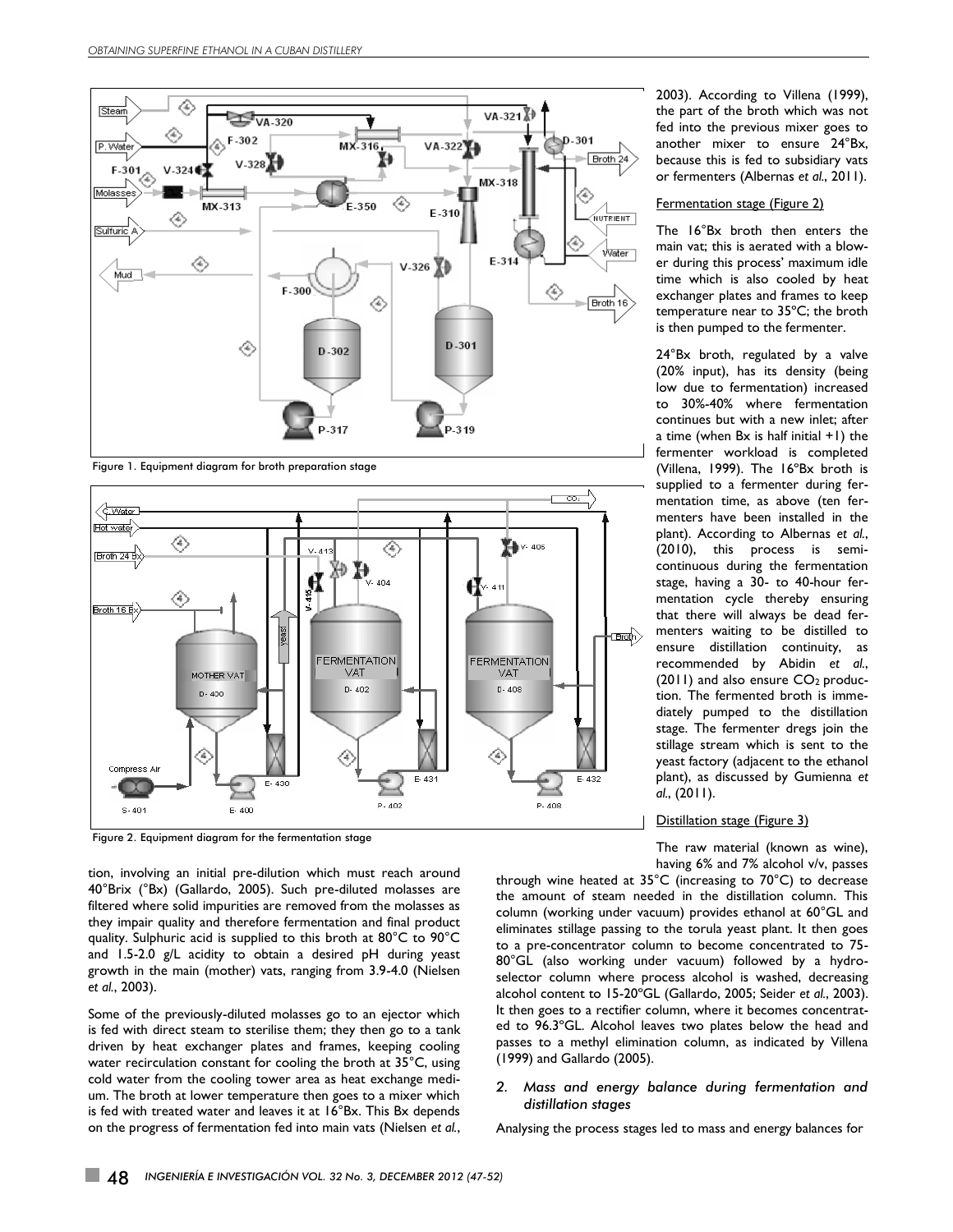Figure 1. Equipment diagram for broth preparation stage

Figure 2. Equipment diagram for the fermentation stage

tion, involving an initial pre-dilution which must reach around 40°Brix (°Bx) (Gallardo, 2005). Such pre-diluted molasses are filtered where solid impurities are removed from the molasses as they impair quality and therefore fermentation and final product quality. Sulphuric acid is supplied to this broth at 80°C to 90°C and 1.5-2.0 g/L acidity to obtain a desired pH during yeast growth in the main (mother) vats, ranging from 3.9-4.0 (Nielsen *et al.*, 2003).

Some of the previously-diluted molasses go to an ejector which is fed with direct steam to sterilise them; they then go to a tank driven by heat exchanger plates and frames, keeping cooling water recirculation constant for cooling the broth at 35°C, using cold water from the cooling tower area as heat exchange medium. The broth at lower temperature then goes to a mixer which is fed with treated water and leaves it at 16°Bx. This Bx depends on the progress of fermentation fed into main vats (Nielsen *et al.*, 2003). According to Villena (1999), the part of the broth which was not fed into the previous mixer goes to another mixer to ensure 24°Bx, because this is fed to subsidiary vats or fermenters (Albernas *et al.*, 2011).

Fermentation stage (Figure 2)

The 16°Bx broth then enters the main vat; this is aerated with a blower during this process' maximum idle time which is also cooled by heat exchanger plates and frames to keep temperature near to 35°C; the broth is then pumped to the fermenter.

24°Bx broth, regulated by a valve (20% input), has its density (being low due to fermentation) increased to 30%-40% where fermentation continues but with a new inlet; after a time (when Bx is half initial +1) the fermenter workload is completed (Villena, 1999). The 16°Bx broth is supplied to a fermenter during fermentation time, as above (ten fermenters have been installed in the plant). According to Albernas *et al.*, (2010), this process is semi-continuous during the fermentation stage, having a 30- to 40-hour fermentation cycle thereby ensuring that there will always be dead fermenters waiting to be distilled to ensure distillation continuity, as recommended by Abidin *et al.*, (2011) and also ensure $CO_2$ production. The fermented broth is immediately pumped to the distillation stage. The fermenter dregs join the stillage stream which is sent to the yeast factory (adjacent to the ethanol plant), as discussed by Gumienna *et al.*, (2011).

Distillation stage (Figure 3)

The raw material (known as wine), having 6% and 7% alcohol v/v, passes through wine heated at 35°C (increasing to 70°C) to decrease the amount of steam needed in the distillation column. This column (working under vacuum) provides ethanol at 60°GL and eliminates stillage passing to the torula yeast plant. It then goes to a pre-concentrator column to become concentrated to 75-80°GL (also working under vacuum) followed by a hydro-selector column where process alcohol is washed, decreasing alcohol content to 15-20°GL (Gallardo, 2005; Seider *et al.*, 2003). It then goes to a rectifier column, where it becomes concentrated to 96.3°GL. Alcohol leaves two plates below the head and passes to a methyl elimination column, as indicated by Villena (1999) and Gallardo (2005).

## *2. Mass and energy balance during fermentation and distillation stages*

Analysing the process stages led to mass and energy balances for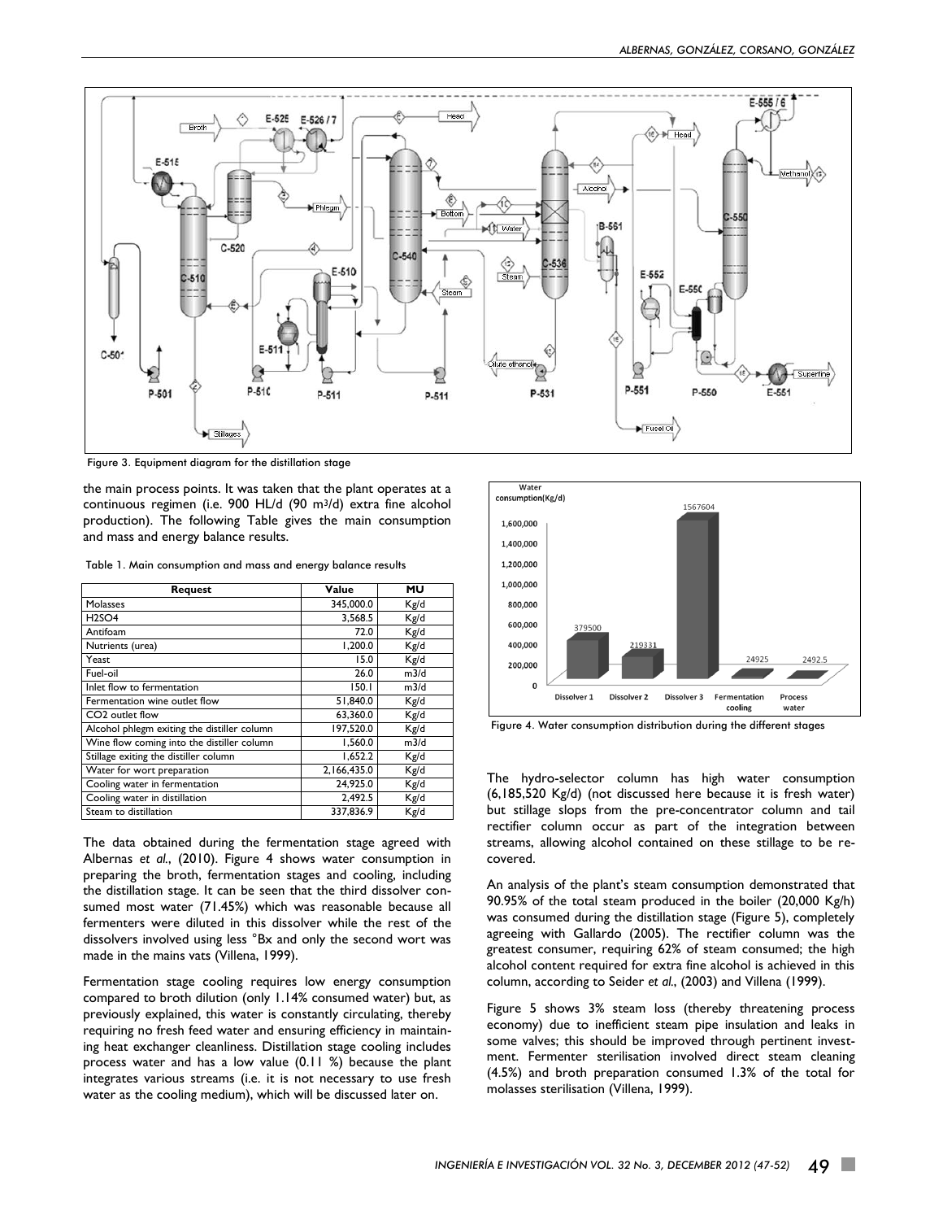Figure 3. Equipment diagram for the distillation stage

the main process points. It was taken that the plant operates at a continuous regimen (i.e. 900 HL/d (90 m³/d) extra fine alcohol production). The following Table gives the main consumption and mass and energy balance results.

Table 1. Main consumption and mass and energy balance results

| Request | Value | MU |
|---|---|---|
| Molasses | 345,000.0 | Kg/d |
| H2SO4 | 3,568.5 | Kg/d |
| Antifoam | 72.0 | Kg/d |
| Nutrients (urea) | 1,200.0 | Kg/d |
| Yeast | 15.0 | Kg/d |
| Fuel-oil | 26.0 | m3/d |
| Inlet flow to fermentation | 150.1 | m3/d |
| Fermentation wine outlet flow | 51,840.0 | Kg/d |
| CO2 outlet flow | 63,360.0 | Kg/d |
| Alcohol phlegm exiting the distiller column | 197,520.0 | Kg/d |
| Wine flow coming into the distiller column | 1,560.0 | m3/d |
| Stillage exiting the distiller column | 1,652.2 | Kg/d |
| Water for wort preparation | 2,166,435.0 | Kg/d |
| Cooling water in fermentation | 24,925.0 | Kg/d |
| Cooling water in distillation | 2,492.5 | Kg/d |
| Steam to distillation | 337,836.9 | Kg/d |

The data obtained during the fermentation stage agreed with Albernas *et al.*, (2010). Figure 4 shows water consumption in preparing the broth, fermentation stages and cooling, including the distillation stage. It can be seen that the third dissolver consumed most water (71.45%) which was reasonable because all fermenters were diluted in this dissolver while the rest of the dissolvers involved using less °Bx and only the second wort was made in the mains vats (Villena, 1999).

Fermentation stage cooling requires low energy consumption compared to broth dilution (only 1.14% consumed water) but, as previously explained, this water is constantly circulating, thereby requiring no fresh feed water and ensuring efficiency in maintaining heat exchanger cleanliness. Distillation stage cooling includes process water and has a low value (0.11 %) because the plant integrates various streams (i.e. it is not necessary to use fresh water as the cooling medium), which will be discussed later on.

Figure 4. Water consumption distribution during the different stages

The hydro-selector column has high water consumption (6,185,520 Kg/d) (not discussed here because it is fresh water) but stillage slops from the pre-concentrator column and tail rectifier column occur as part of the integration between streams, allowing alcohol contained on these stillage to be re-covered.

An analysis of the plant's steam consumption demonstrated that 90.95% of the total steam produced in the boiler (20,000 Kg/h) was consumed during the distillation stage (Figure 5), completely agreeing with Gallardo (2005). The rectifier column was the greatest consumer, requiring 62% of steam consumed; the high alcohol content required for extra fine alcohol is achieved in this column, according to Seider *et al.*, (2003) and Villena (1999).

Figure 5 shows 3% steam loss (thereby threatening process economy) due to inefficient steam pipe insulation and leaks in some valves; this should be improved through pertinent investment. Fermenter sterilisation involved direct steam cleaning (4.5%) and broth preparation consumed 1.3% of the total for molasses sterilisation (Villena, 1999).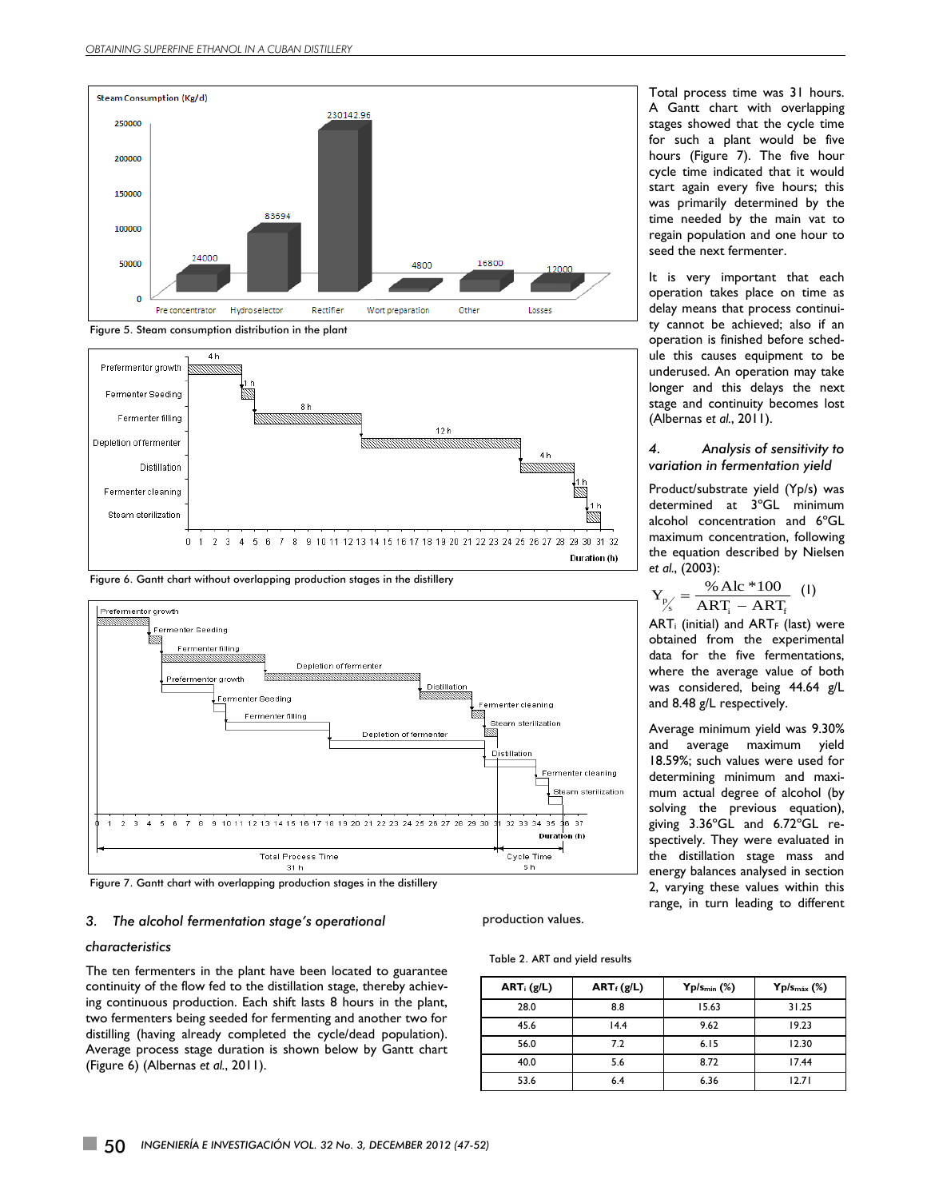Figure 5. Steam consumption distribution in the plant

Figure 6. Gantt chart without overlapping production stages in the distillery

Figure 7. Gantt chart with overlapping production stages in the distillery

### 3. *The alcohol fermentation stage's operational characteristics*

The ten fermenters in the plant have been located to guarantee continuity of the flow fed to the distillation stage, thereby achieving continuous production. Each shift lasts 8 hours in the plant, two fermenters being seeded for fermenting and another two for distilling (having already completed the cycle/dead population). Average process stage duration is shown below by Gantt chart (Figure 6) (Albernas *et al.*, 2011).

Total process time was 31 hours. A Gantt chart with overlapping stages showed that the cycle time for such a plant would be five hours (Figure 7). The five hour cycle time indicated that it would start again every five hours; this was primarily determined by the time needed by the main vat to regain population and one hour to seed the next fermenter.

It is very important that each operation takes place on time as delay means that process continuity cannot be achieved; also if an operation is finished before schedule this causes equipment to be underused. An operation may take longer and this delays the next stage and continuity becomes lost (Albernas *et al.*, 2011).

### 4. *Analysis of sensitivity to variation in fermentation yield*

Product/substrate yield (Yp/s) was determined at 3°GL minimum alcohol concentration and 6°GL maximum concentration, following the equation described by Nielsen *et al.*, (2003):

$$Y_{p/s} = \frac{\%\text{Alc} * 100}{\text{ART}_i - \text{ART}_f} \quad (1)$$

$\text{ART}_i$ (initial) and $\text{ART}_F$ (last) were obtained from the experimental data for the five fermentations, where the average value of both was considered, being 44.64 g/L and 8.48 g/L respectively.

Average minimum yield was 9.30% and average maximum yield 18.59%; such values were used for determining minimum and maximum actual degree of alcohol (by solving the previous equation), giving 3.36°GL and 6.72°GL respectively. They were evaluated in the distillation stage mass and energy balances analysed in section 2, varying these values within this range, in turn leading to different production values.

Table 2. ART and yield results

| $\text{ART}_i$ (g/L) | $\text{ART}_f$ (g/L) | $Yp/s_{min}$ (%) | $Yp/s_{máx}$ (%) |
|---|---|---|---|
| 28.0 | 8.8 | 15.63 | 31.25 |
| 45.6 | 14.4 | 9.62 | 19.23 |
| 56.0 | 7.2 | 6.15 | 12.30 |
| 40.0 | 5.6 | 8.72 | 17.44 |
| 53.6 | 6.4 | 6.36 | 12.71 |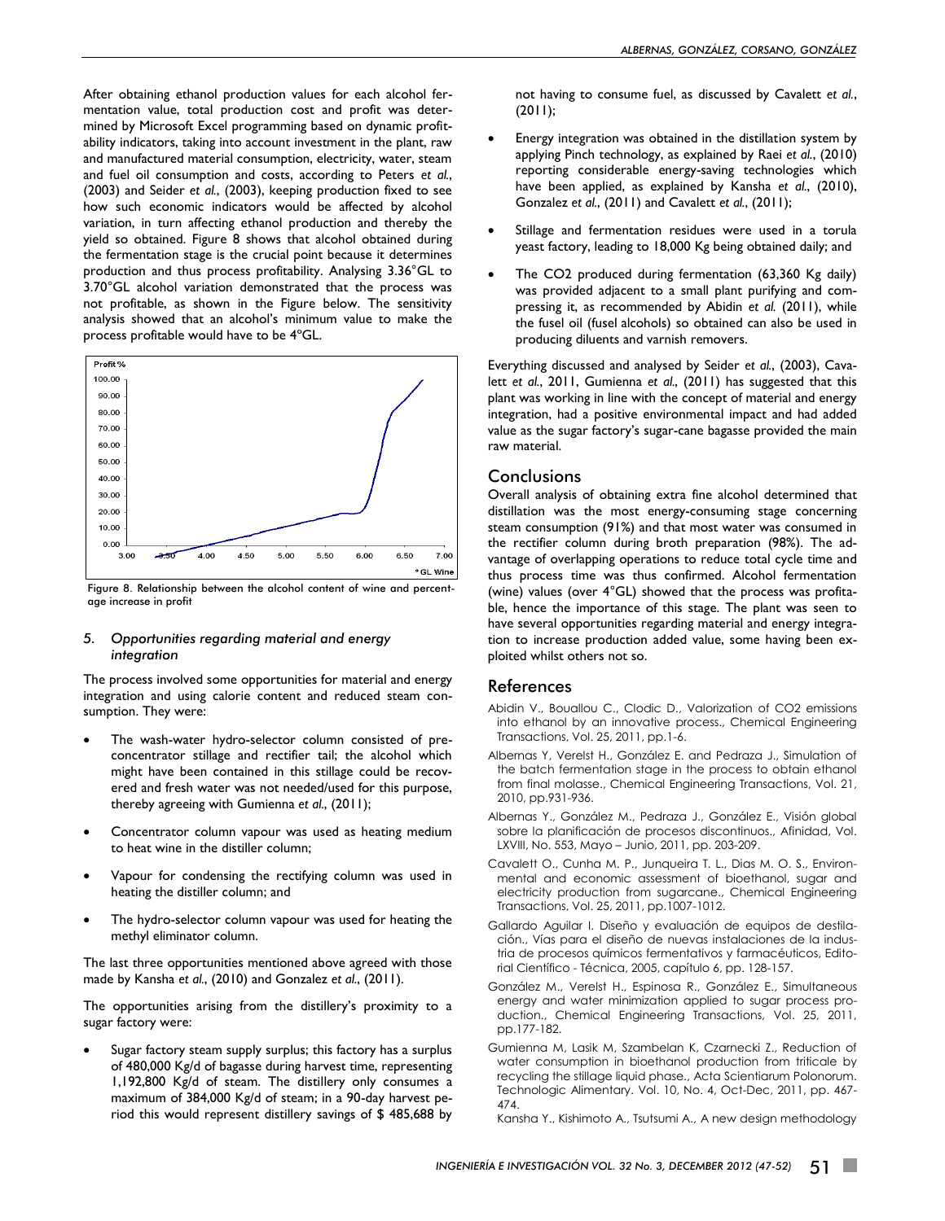After obtaining ethanol production values for each alcohol fermentation value, total production cost and profit was determined by Microsoft Excel programming based on dynamic profitability indicators, taking into account investment in the plant, raw and manufactured material consumption, electricity, water, steam and fuel oil consumption and costs, according to Peters *et al.*, (2003) and Seider *et al.*, (2003), keeping production fixed to see how such economic indicators would be affected by alcohol variation, in turn affecting ethanol production and thereby the yield so obtained. Figure 8 shows that alcohol obtained during the fermentation stage is the crucial point because it determines production and thus process profitability. Analysing 3.36°GL to 3.70°GL alcohol variation demonstrated that the process was not profitable, as shown in the Figure below. The sensitivity analysis showed that an alcohol's minimum value to make the process profitable would have to be 4°GL.

Figure 8. Relationship between the alcohol content of wine and percentage increase in profit

### *5. Opportunities regarding material and energy integration*

The process involved some opportunities for material and energy integration and using calorie content and reduced steam consumption. They were:

- The wash-water hydro-selector column consisted of pre-concentrator stillage and rectifier tail; the alcohol which might have been contained in this stillage could be recovered and fresh water was not needed/used for this purpose, thereby agreeing with Gumienna *et al.*, (2011);
- Concentrator column vapour was used as heating medium to heat wine in the distiller column;
- Vapour for condensing the rectifying column was used in heating the distiller column; and
- The hydro-selector column vapour was used for heating the methyl eliminator column.

The last three opportunities mentioned above agreed with those made by Kansha *et al.*, (2010) and Gonzalez *et al.*, (2011).

The opportunities arising from the distillery's proximity to a sugar factory were:

- Sugar factory steam supply surplus; this factory has a surplus of 480,000 Kg/d of bagasse during harvest time, representing 1,192,800 Kg/d of steam. The distillery only consumes a maximum of 384,000 Kg/d of steam; in a 90-day harvest period this would represent distillery savings of $ 485,688 by not having to consume fuel, as discussed by Cavalett *et al.*, (2011);
- Energy integration was obtained in the distillation system by applying Pinch technology, as explained by Raei *et al.*, (2010) reporting considerable energy-saving technologies which have been applied, as explained by Kansha *et al.*, (2010), Gonzalez *et al.*, (2011) and Cavalett *et al.*, (2011);
- Stillage and fermentation residues were used in a torula yeast factory, leading to 18,000 Kg being obtained daily; and
- The CO2 produced during fermentation (63,360 Kg daily) was provided adjacent to a small plant purifying and compressing it, as recommended by Abidin *et al.* (2011), while the fusel oil (fusel alcohols) so obtained can also be used in producing diluents and varnish removers.

Everything discussed and analysed by Seider *et al.*, (2003), Cavalett *et al.*, 2011, Gumienna *et al.*, (2011) has suggested that this plant was working in line with the concept of material and energy integration, had a positive environmental impact and had added value as the sugar factory's sugar-cane bagasse provided the main raw material.

## Conclusions

Overall analysis of obtaining extra fine alcohol determined that distillation was the most energy-consuming stage concerning steam consumption (91%) and that most water was consumed in the rectifier column during broth preparation (98%). The advantage of overlapping operations to reduce total cycle time and thus process time was thus confirmed. Alcohol fermentation (wine) values (over 4°GL) showed that the process was profitable, hence the importance of this stage. The plant was seen to have several opportunities regarding material and energy integration to increase production added value, some having been exploited whilst others not so.

## References

Abidin V., Bouallou C., Clodic D., Valorization of CO2 emissions into ethanol by an innovative process., Chemical Engineering Transactions, Vol. 25, 2011, pp.1-6.

Albernas Y, Verelst H., González E. and Pedraza J., Simulation of the batch fermentation stage in the process to obtain ethanol from final molasse., Chemical Engineering Transactions, Vol. 21, 2010, pp.931-936.

Albernas Y., González M., Pedraza J., González E., Visión global sobre la planificación de procesos discontinuos., Afinidad, Vol. LXVIII, No. 553, Mayo – Junio, 2011, pp. 203-209.

Cavalett O., Cunha M. P., Junqueira T. L., Dias M. O. S., Environmental and economic assessment of bioethanol, sugar and electricity production from sugarcane., Chemical Engineering Transactions, Vol. 25, 2011, pp.1007-1012.

Gallardo Aguilar I. Diseño y evaluación de equipos de destilación., Vías para el diseño de nuevas instalaciones de la industria de procesos químicos fermentativos y farmacéuticos, Editorial Científico - Técnica, 2005, capítulo 6, pp. 128-157.

González M., Verelst H., Espinosa R., González E., Simultaneous energy and water minimization applied to sugar process production., Chemical Engineering Transactions, Vol. 25, 2011, pp.177-182.

Gumienna M, Lasik M, Szambelan K, Czarnecki Z., Reduction of water consumption in bioethanol production from triticale by recycling the stillage liquid phase., Acta Scientiarum Polonorum. Technologic Alimentary. Vol. 10, No. 4, Oct-Dec, 2011, pp. 467-474.

Kansha Y., Kishimoto A., Tsutsumi A., A new design methodology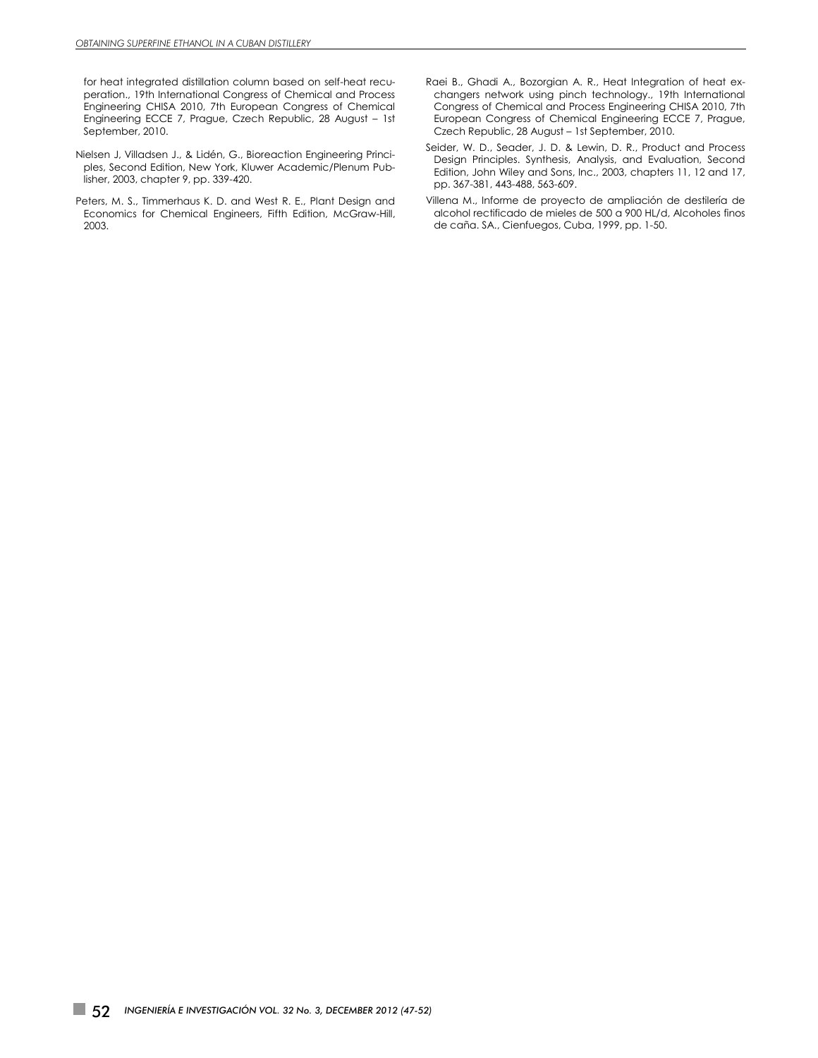for heat integrated distillation column based on self-heat recuperation., 19th International Congress of Chemical and Process Engineering CHISA 2010, 7th European Congress of Chemical Engineering ECCE 7, Prague, Czech Republic, 28 August – 1st September, 2010.

Nielsen J, Villadsen J., & Lidén, G., Bioreaction Engineering Principles, Second Edition, New York, Kluwer Academic/Plenum Publisher, 2003, chapter 9, pp. 339-420.

Peters, M. S., Timmerhaus K. D. and West R. E., Plant Design and Economics for Chemical Engineers, Fifth Edition, McGraw-Hill, 2003.

Raei B., Ghadi A., Bozorgian A. R., Heat Integration of heat exchangers network using pinch technology., 19th International Congress of Chemical and Process Engineering CHISA 2010, 7th European Congress of Chemical Engineering ECCE 7, Prague, Czech Republic, 28 August – 1st September, 2010.

Seider, W. D., Seader, J. D. & Lewin, D. R., Product and Process Design Principles. Synthesis, Analysis, and Evaluation, Second Edition, John Wiley and Sons, Inc., 2003, chapters 11, 12 and 17, pp. 367-381, 443-488, 563-609.

Villena M., Informe de proyecto de ampliación de destilería de alcohol rectificado de mieles de 500 a 900 HL/d, Alcoholes finos de caña. SA., Cienfuegos, Cuba, 1999, pp. 1-50.